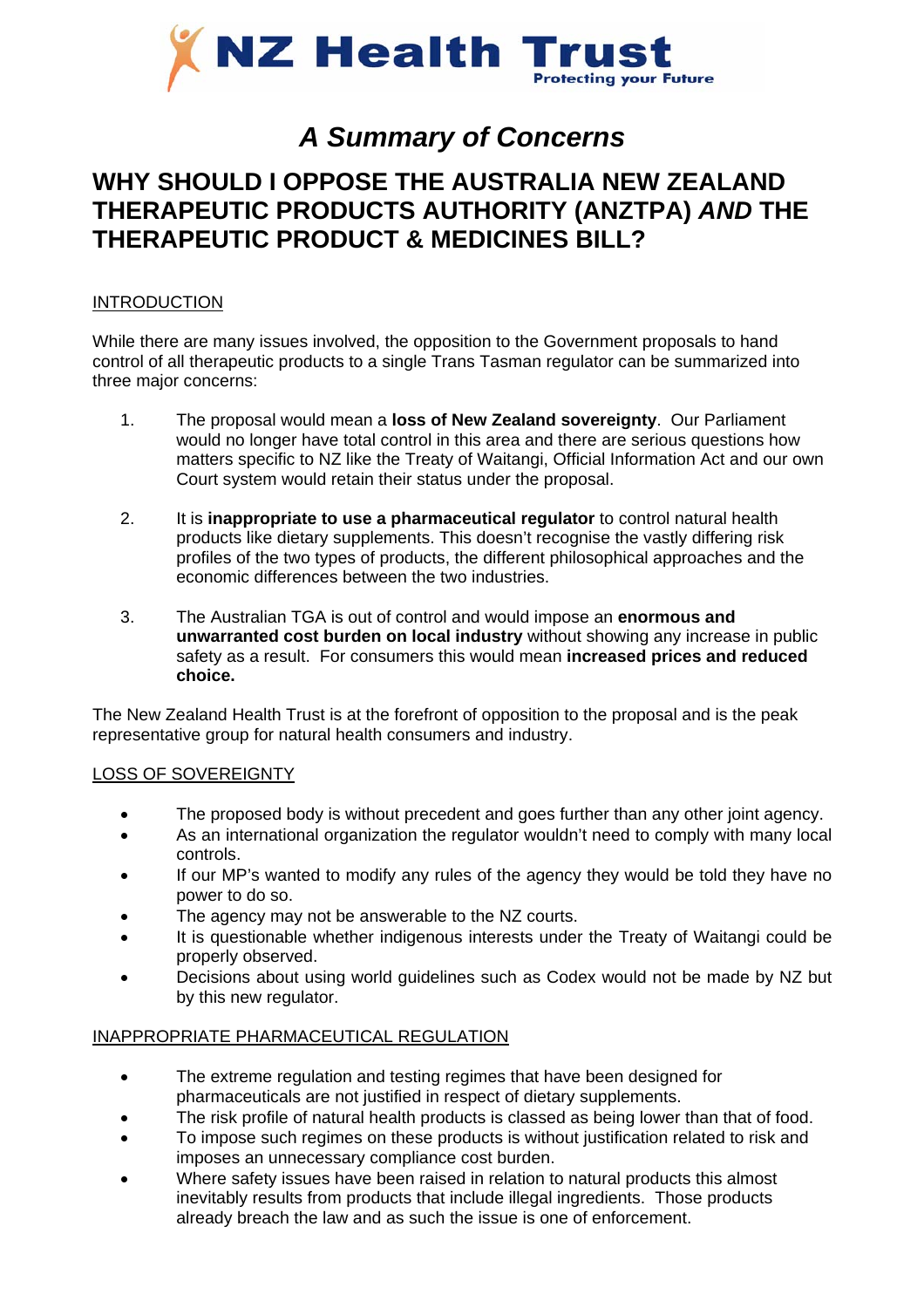NZ Health Trust
Protecting your Future

# *A Summary of Concerns*

## WHY SHOULD I OPPOSE THE AUSTRALIA NEW ZEALAND THERAPEUTIC PRODUCTS AUTHORITY (ANZTPA) *AND* THE THERAPEUTIC PRODUCT & MEDICINES BILL?

### INTRODUCTION

While there are many issues involved, the opposition to the Government proposals to hand control of all therapeutic products to a single Trans Tasman regulator can be summarized into three major concerns:

1. The proposal would mean a **loss of New Zealand sovereignty**. Our Parliament would no longer have total control in this area and there are serious questions how matters specific to NZ like the Treaty of Waitangi, Official Information Act and our own Court system would retain their status under the proposal.

2. It is **inappropriate to use a pharmaceutical regulator** to control natural health products like dietary supplements. This doesn't recognise the vastly differing risk profiles of the two types of products, the different philosophical approaches and the economic differences between the two industries.

3. The Australian TGA is out of control and would impose an **enormous and unwarranted cost burden on local industry** without showing any increase in public safety as a result. For consumers this would mean **increased prices and reduced choice.**

The New Zealand Health Trust is at the forefront of opposition to the proposal and is the peak representative group for natural health consumers and industry.

### LOSS OF SOVEREIGNTY

- The proposed body is without precedent and goes further than any other joint agency.
- As an international organization the regulator wouldn't need to comply with many local controls.
- If our MP's wanted to modify any rules of the agency they would be told they have no power to do so.
- The agency may not be answerable to the NZ courts.
- It is questionable whether indigenous interests under the Treaty of Waitangi could be properly observed.
- Decisions about using world guidelines such as Codex would not be made by NZ but by this new regulator.

### INAPPROPRIATE PHARMACEUTICAL REGULATION

- The extreme regulation and testing regimes that have been designed for pharmaceuticals are not justified in respect of dietary supplements.
- The risk profile of natural health products is classed as being lower than that of food.
- To impose such regimes on these products is without justification related to risk and imposes an unnecessary compliance cost burden.
- Where safety issues have been raised in relation to natural products this almost inevitably results from products that include illegal ingredients. Those products already breach the law and as such the issue is one of enforcement.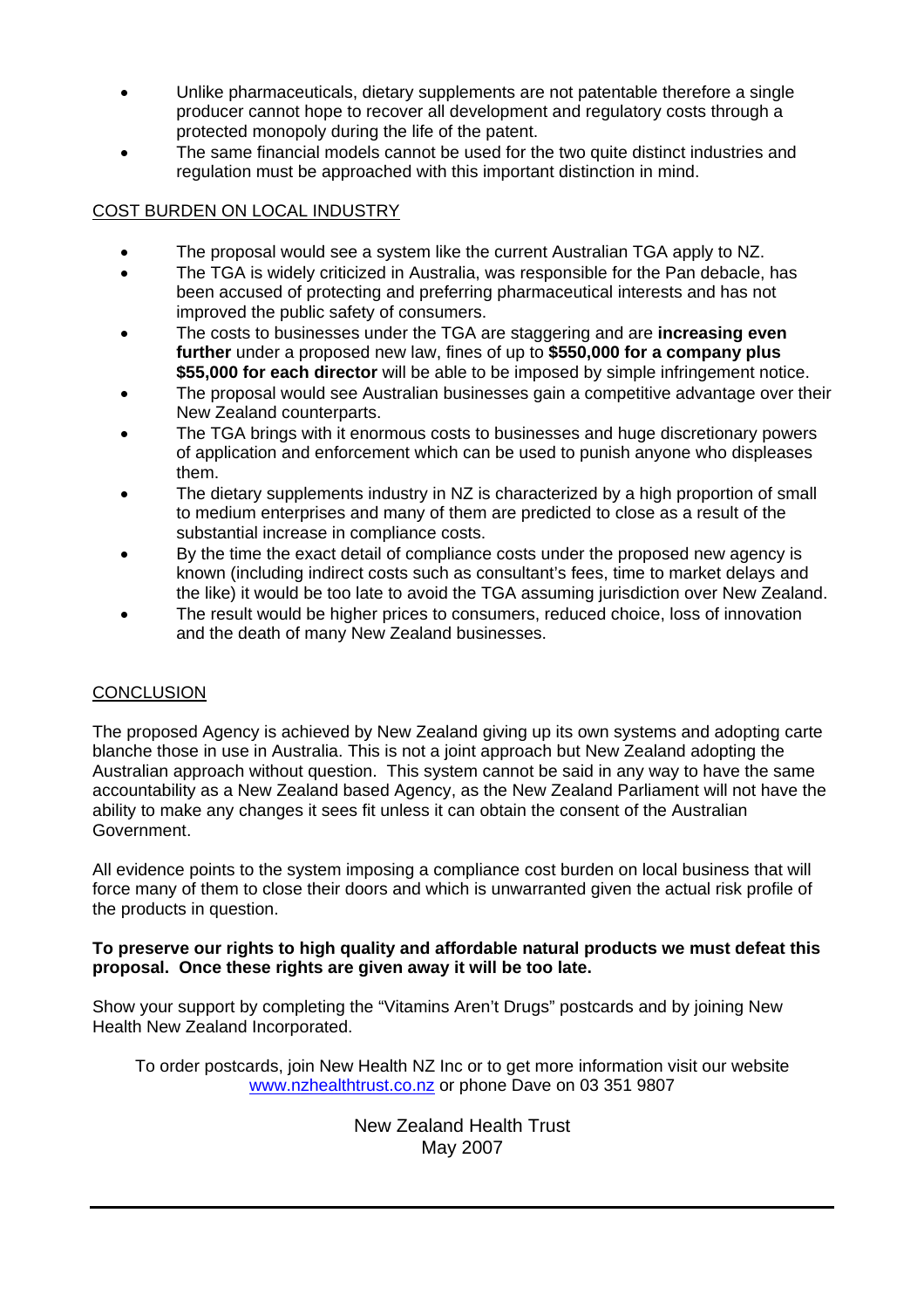- Unlike pharmaceuticals, dietary supplements are not patentable therefore a single producer cannot hope to recover all development and regulatory costs through a protected monopoly during the life of the patent.
- The same financial models cannot be used for the two quite distinct industries and regulation must be approached with this important distinction in mind.

## COST BURDEN ON LOCAL INDUSTRY

- The proposal would see a system like the current Australian TGA apply to NZ.
- The TGA is widely criticized in Australia, was responsible for the Pan debacle, has been accused of protecting and preferring pharmaceutical interests and has not improved the public safety of consumers.
- The costs to businesses under the TGA are staggering and are **increasing even further** under a proposed new law, fines of up to **$550,000 for a company plus $55,000 for each director** will be able to be imposed by simple infringement notice.
- The proposal would see Australian businesses gain a competitive advantage over their New Zealand counterparts.
- The TGA brings with it enormous costs to businesses and huge discretionary powers of application and enforcement which can be used to punish anyone who displeases them.
- The dietary supplements industry in NZ is characterized by a high proportion of small to medium enterprises and many of them are predicted to close as a result of the substantial increase in compliance costs.
- By the time the exact detail of compliance costs under the proposed new agency is known (including indirect costs such as consultant's fees, time to market delays and the like) it would be too late to avoid the TGA assuming jurisdiction over New Zealand.
- The result would be higher prices to consumers, reduced choice, loss of innovation and the death of many New Zealand businesses.

## CONCLUSION

The proposed Agency is achieved by New Zealand giving up its own systems and adopting carte blanche those in use in Australia. This is not a joint approach but New Zealand adopting the Australian approach without question. This system cannot be said in any way to have the same accountability as a New Zealand based Agency, as the New Zealand Parliament will not have the ability to make any changes it sees fit unless it can obtain the consent of the Australian Government.

All evidence points to the system imposing a compliance cost burden on local business that will force many of them to close their doors and which is unwarranted given the actual risk profile of the products in question.

**To preserve our rights to high quality and affordable natural products we must defeat this proposal. Once these rights are given away it will be too late.**

Show your support by completing the "Vitamins Aren't Drugs" postcards and by joining New Health New Zealand Incorporated.

To order postcards, join New Health NZ Inc or to get more information visit our website www.nzhealthtrust.co.nz or phone Dave on 03 351 9807

New Zealand Health Trust
May 2007